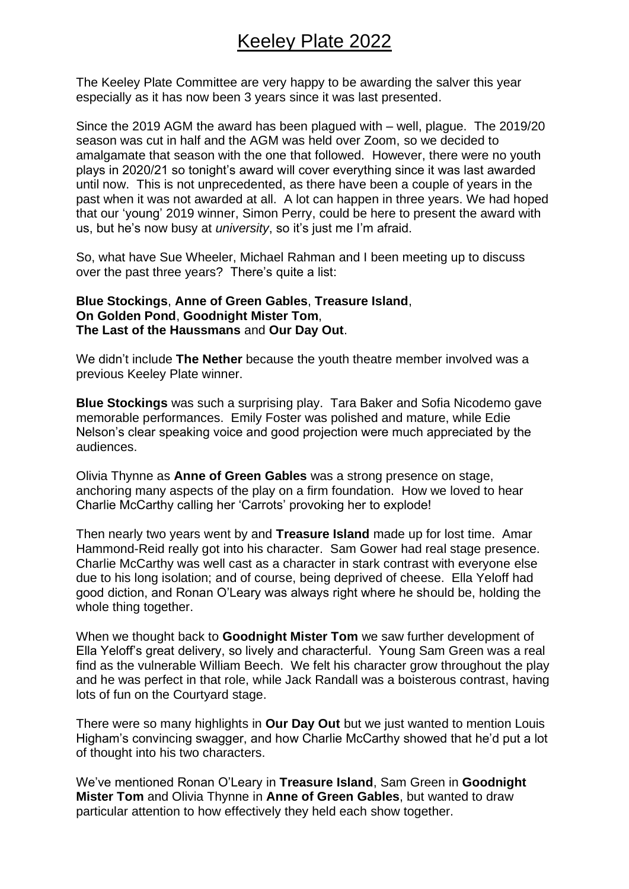# Keeley Plate 2022

The Keeley Plate Committee are very happy to be awarding the salver this year especially as it has now been 3 years since it was last presented.

Since the 2019 AGM the award has been plagued with – well, plague. The 2019/20 season was cut in half and the AGM was held over Zoom, so we decided to amalgamate that season with the one that followed. However, there were no youth plays in 2020/21 so tonight's award will cover everything since it was last awarded until now. This is not unprecedented, as there have been a couple of years in the past when it was not awarded at all. A lot can happen in three years. We had hoped that our 'young' 2019 winner, Simon Perry, could be here to present the award with us, but he's now busy at *university*, so it's just me I'm afraid.

So, what have Sue Wheeler, Michael Rahman and I been meeting up to discuss over the past three years? There's quite a list:

**Blue Stockings**, **Anne of Green Gables**, **Treasure Island**,
**On Golden Pond**, **Goodnight Mister Tom**,
**The Last of the Haussmans** and **Our Day Out**.

We didn't include **The Nether** because the youth theatre member involved was a previous Keeley Plate winner.

**Blue Stockings** was such a surprising play. Tara Baker and Sofia Nicodemo gave memorable performances. Emily Foster was polished and mature, while Edie Nelson's clear speaking voice and good projection were much appreciated by the audiences.

Olivia Thynne as **Anne of Green Gables** was a strong presence on stage, anchoring many aspects of the play on a firm foundation. How we loved to hear Charlie McCarthy calling her 'Carrots' provoking her to explode!

Then nearly two years went by and **Treasure Island** made up for lost time. Amar Hammond-Reid really got into his character. Sam Gower had real stage presence. Charlie McCarthy was well cast as a character in stark contrast with everyone else due to his long isolation; and of course, being deprived of cheese. Ella Yeloff had good diction, and Ronan O'Leary was always right where he should be, holding the whole thing together.

When we thought back to **Goodnight Mister Tom** we saw further development of Ella Yeloff's great delivery, so lively and characterful. Young Sam Green was a real find as the vulnerable William Beech. We felt his character grow throughout the play and he was perfect in that role, while Jack Randall was a boisterous contrast, having lots of fun on the Courtyard stage.

There were so many highlights in **Our Day Out** but we just wanted to mention Louis Higham's convincing swagger, and how Charlie McCarthy showed that he'd put a lot of thought into his two characters.

We've mentioned Ronan O'Leary in **Treasure Island**, Sam Green in **Goodnight Mister Tom** and Olivia Thynne in **Anne of Green Gables**, but wanted to draw particular attention to how effectively they held each show together.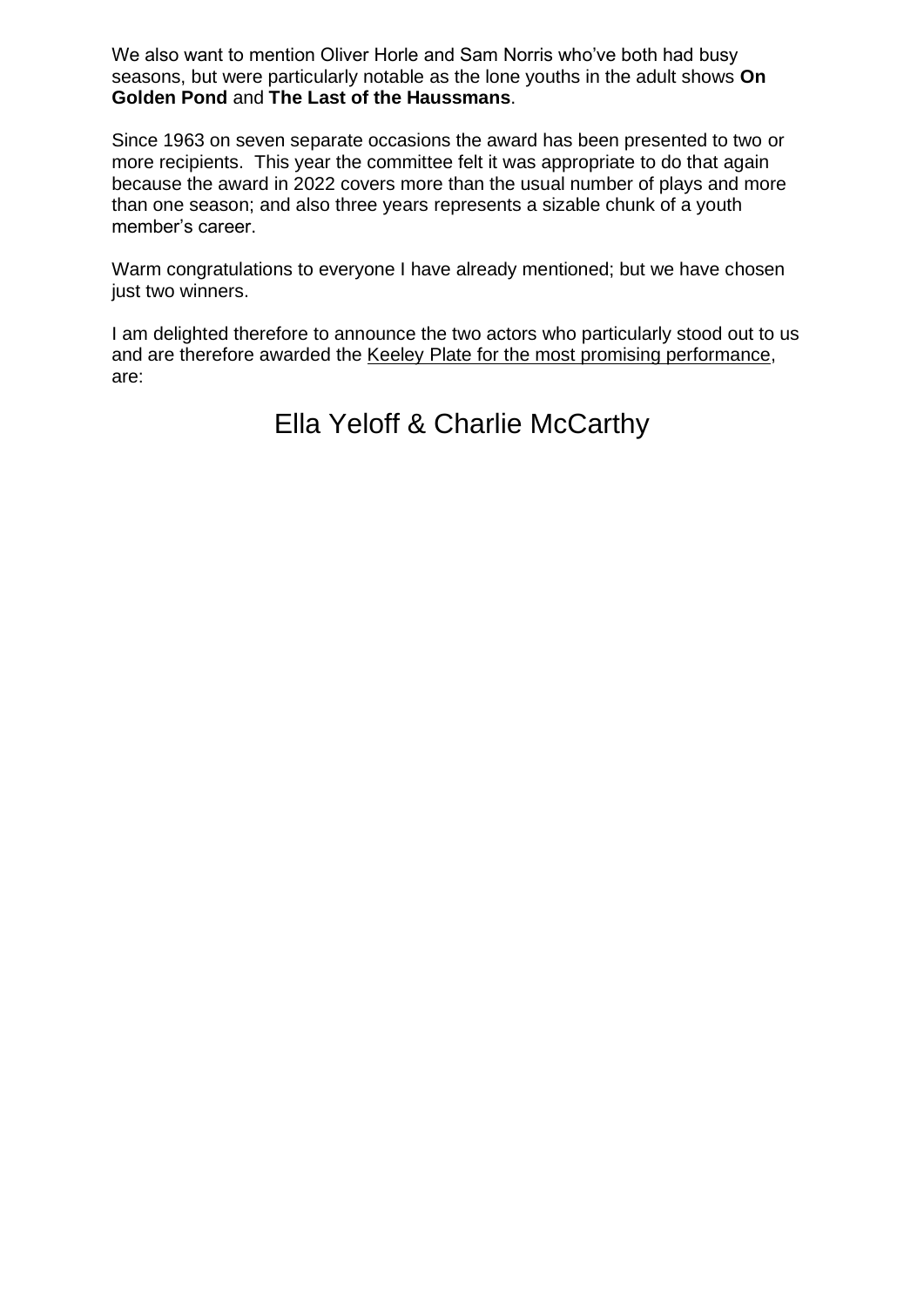We also want to mention Oliver Horle and Sam Norris who've both had busy seasons, but were particularly notable as the lone youths in the adult shows **On Golden Pond** and **The Last of the Haussmans**.

Since 1963 on seven separate occasions the award has been presented to two or more recipients. This year the committee felt it was appropriate to do that again because the award in 2022 covers more than the usual number of plays and more than one season; and also three years represents a sizable chunk of a youth member's career.

Warm congratulations to everyone I have already mentioned; but we have chosen just two winners.

I am delighted therefore to announce the two actors who particularly stood out to us and are therefore awarded the <u>Keeley Plate for the most promising performance</u>, are:

## Ella Yeloff & Charlie McCarthy